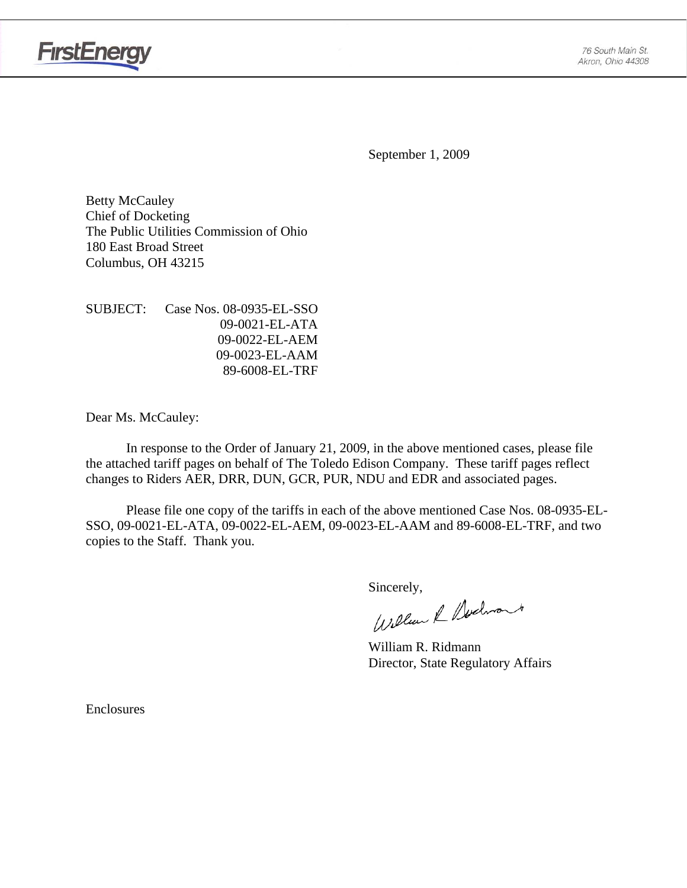FirstEnergy

76 South Main St.
Akron, Ohio 44308

September 1, 2009

Betty McCauley
Chief of Docketing
The Public Utilities Commission of Ohio
180 East Broad Street
Columbus, OH 43215

SUBJECT: Case Nos. 08-0935-EL-SSO
09-0021-EL-ATA
09-0022-EL-AEM
09-0023-EL-AAM
89-6008-EL-TRF

Dear Ms. McCauley:

In response to the Order of January 21, 2009, in the above mentioned cases, please file the attached tariff pages on behalf of The Toledo Edison Company. These tariff pages reflect changes to Riders AER, DRR, DUN, GCR, PUR, NDU and EDR and associated pages.

Please file one copy of the tariffs in each of the above mentioned Case Nos. 08-0935-EL-SSO, 09-0021-EL-ATA, 09-0022-EL-AEM, 09-0023-EL-AAM and 89-6008-EL-TRF, and two copies to the Staff. Thank you.

Sincerely,

William R. Ridmann
Director, State Regulatory Affairs

Enclosures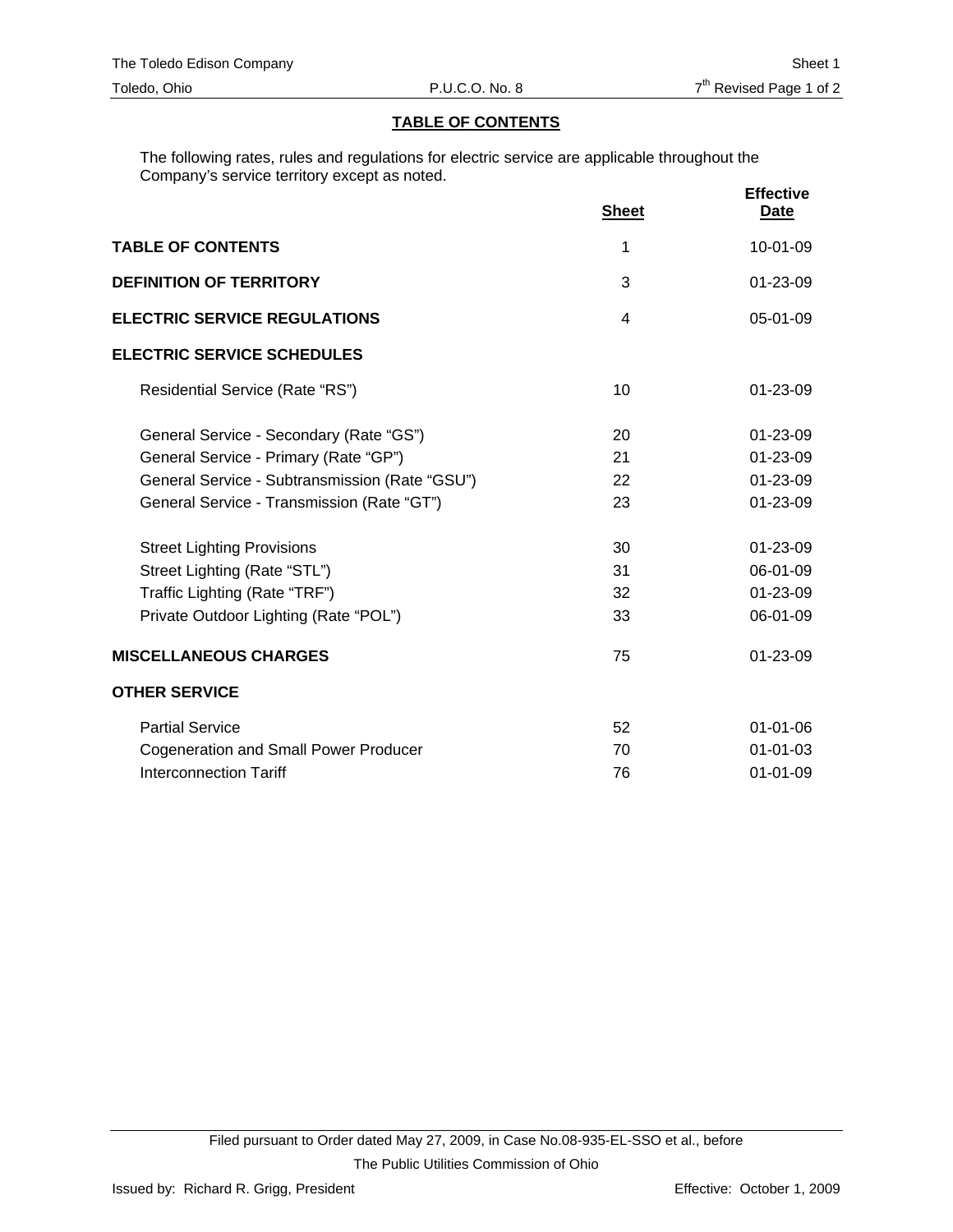## TABLE OF CONTENTS

The following rates, rules and regulations for electric service are applicable throughout the Company's service territory except as noted.

| | Sheet | Effective Date |
|---|---|---|
| **TABLE OF CONTENTS** | 1 | 10-01-09 |
| **DEFINITION OF TERRITORY** | 3 | 01-23-09 |
| **ELECTRIC SERVICE REGULATIONS** | 4 | 05-01-09 |
| **ELECTRIC SERVICE SCHEDULES** | | |
| Residential Service (Rate "RS") | 10 | 01-23-09 |
| General Service - Secondary (Rate "GS") | 20 | 01-23-09 |
| General Service - Primary (Rate "GP") | 21 | 01-23-09 |
| General Service - Subtransmission (Rate "GSU") | 22 | 01-23-09 |
| General Service - Transmission (Rate "GT") | 23 | 01-23-09 |
| Street Lighting Provisions | 30 | 01-23-09 |
| Street Lighting (Rate "STL") | 31 | 06-01-09 |
| Traffic Lighting (Rate "TRF") | 32 | 01-23-09 |
| Private Outdoor Lighting (Rate "POL") | 33 | 06-01-09 |
| **MISCELLANEOUS CHARGES** | 75 | 01-23-09 |
| **OTHER SERVICE** | | |
| Partial Service | 52 | 01-01-06 |
| Cogeneration and Small Power Producer | 70 | 01-01-03 |
| Interconnection Tariff | 76 | 01-01-09 |

Filed pursuant to Order dated May 27, 2009, in Case No.08-935-EL-SSO et al., before The Public Utilities Commission of Ohio

Issued by: Richard R. Grigg, President

Effective: October 1, 2009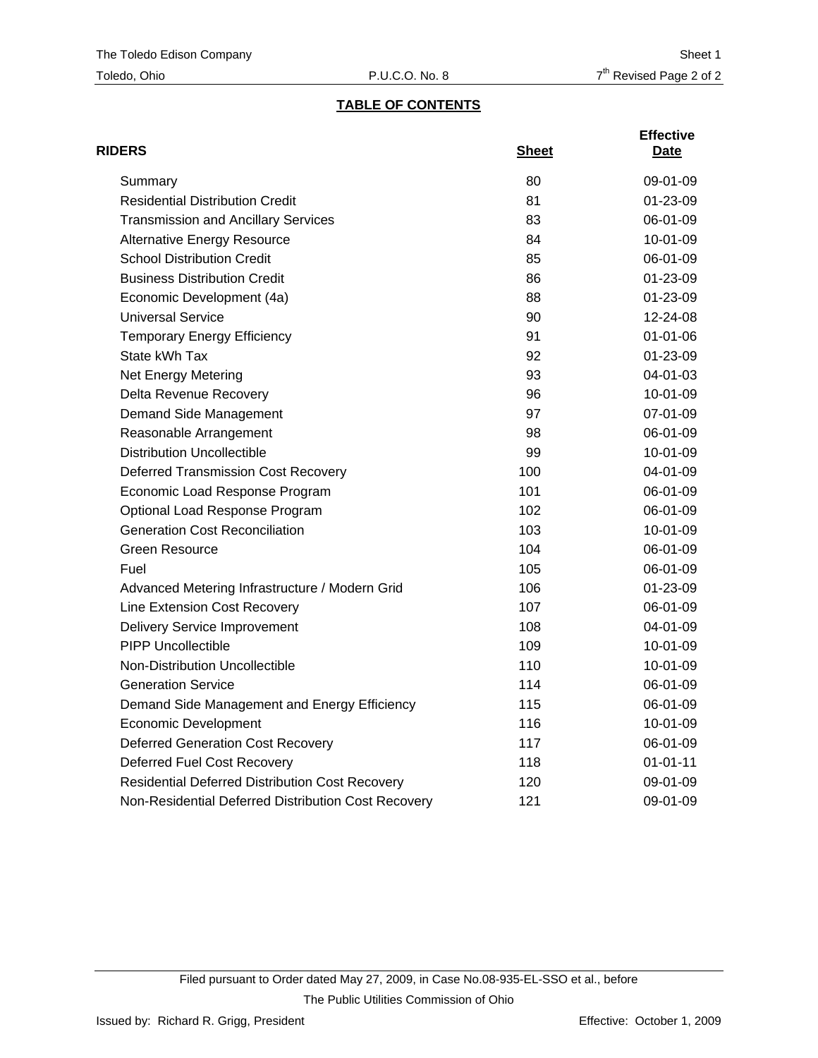## TABLE OF CONTENTS

| RIDERS | Sheet | Effective Date |
|---|---|---|
| Summary | 80 | 09-01-09 |
| Residential Distribution Credit | 81 | 01-23-09 |
| Transmission and Ancillary Services | 83 | 06-01-09 |
| Alternative Energy Resource | 84 | 10-01-09 |
| School Distribution Credit | 85 | 06-01-09 |
| Business Distribution Credit | 86 | 01-23-09 |
| Economic Development (4a) | 88 | 01-23-09 |
| Universal Service | 90 | 12-24-08 |
| Temporary Energy Efficiency | 91 | 01-01-06 |
| State kWh Tax | 92 | 01-23-09 |
| Net Energy Metering | 93 | 04-01-03 |
| Delta Revenue Recovery | 96 | 10-01-09 |
| Demand Side Management | 97 | 07-01-09 |
| Reasonable Arrangement | 98 | 06-01-09 |
| Distribution Uncollectible | 99 | 10-01-09 |
| Deferred Transmission Cost Recovery | 100 | 04-01-09 |
| Economic Load Response Program | 101 | 06-01-09 |
| Optional Load Response Program | 102 | 06-01-09 |
| Generation Cost Reconciliation | 103 | 10-01-09 |
| Green Resource | 104 | 06-01-09 |
| Fuel | 105 | 06-01-09 |
| Advanced Metering Infrastructure / Modern Grid | 106 | 01-23-09 |
| Line Extension Cost Recovery | 107 | 06-01-09 |
| Delivery Service Improvement | 108 | 04-01-09 |
| PIPP Uncollectible | 109 | 10-01-09 |
| Non-Distribution Uncollectible | 110 | 10-01-09 |
| Generation Service | 114 | 06-01-09 |
| Demand Side Management and Energy Efficiency | 115 | 06-01-09 |
| Economic Development | 116 | 10-01-09 |
| Deferred Generation Cost Recovery | 117 | 06-01-09 |
| Deferred Fuel Cost Recovery | 118 | 01-01-11 |
| Residential Deferred Distribution Cost Recovery | 120 | 09-01-09 |
| Non-Residential Deferred Distribution Cost Recovery | 121 | 09-01-09 |

Filed pursuant to Order dated May 27, 2009, in Case No.08-935-EL-SSO et al., before The Public Utilities Commission of Ohio

Issued by: Richard R. Grigg, President

Effective: October 1, 2009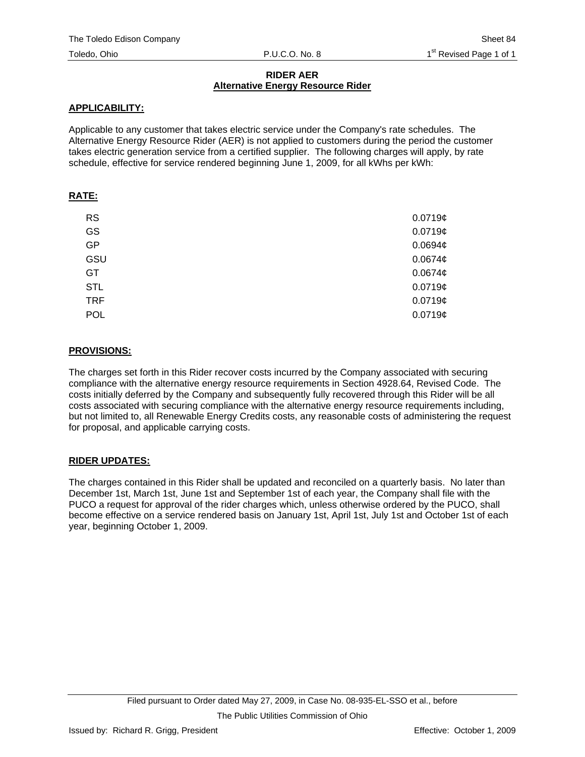# RIDER AER

## Alternative Energy Resource Rider

### APPLICABILITY:

Applicable to any customer that takes electric service under the Company's rate schedules. The Alternative Energy Resource Rider (AER) is not applied to customers during the period the customer takes electric generation service from a certified supplier. The following charges will apply, by rate schedule, effective for service rendered beginning June 1, 2009, for all kWhs per kWh:

### RATE:

| | |
|---|---|
| RS | 0.0719¢ |
| GS | 0.0719¢ |
| GP | 0.0694¢ |
| GSU | 0.0674¢ |
| GT | 0.0674¢ |
| STL | 0.0719¢ |
| TRF | 0.0719¢ |
| POL | 0.0719¢ |

### PROVISIONS:

The charges set forth in this Rider recover costs incurred by the Company associated with securing compliance with the alternative energy resource requirements in Section 4928.64, Revised Code. The costs initially deferred by the Company and subsequently fully recovered through this Rider will be all costs associated with securing compliance with the alternative energy resource requirements including, but not limited to, all Renewable Energy Credits costs, any reasonable costs of administering the request for proposal, and applicable carrying costs.

### RIDER UPDATES:

The charges contained in this Rider shall be updated and reconciled on a quarterly basis. No later than December 1st, March 1st, June 1st and September 1st of each year, the Company shall file with the PUCO a request for approval of the rider charges which, unless otherwise ordered by the PUCO, shall become effective on a service rendered basis on January 1st, April 1st, July 1st and October 1st of each year, beginning October 1, 2009.

Filed pursuant to Order dated May 27, 2009, in Case No. 08-935-EL-SSO et al., before The Public Utilities Commission of Ohio

Issued by: Richard R. Grigg, President

Effective: October 1, 2009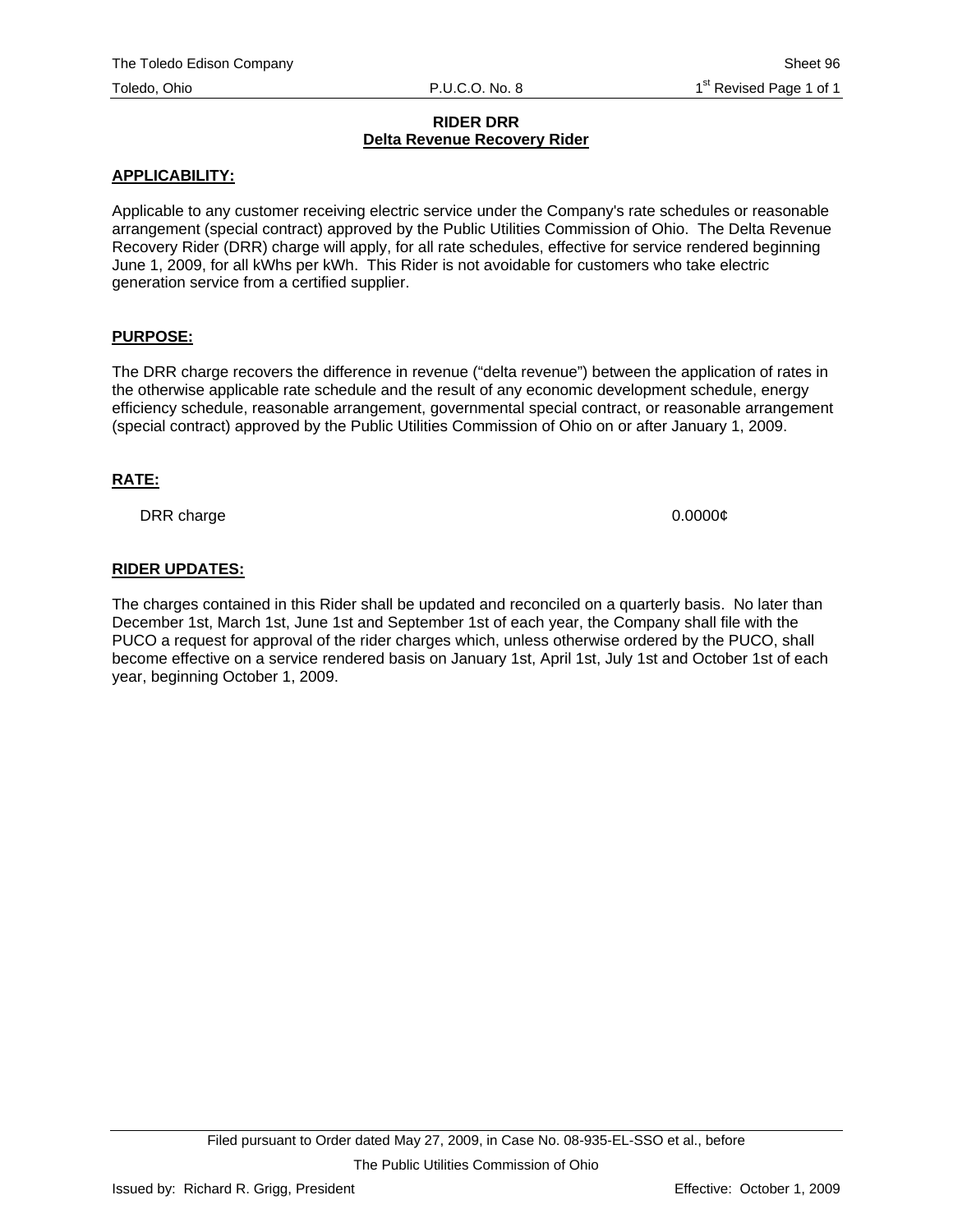# RIDER DRR
## Delta Revenue Recovery Rider

**APPLICABILITY:**

Applicable to any customer receiving electric service under the Company's rate schedules or reasonable arrangement (special contract) approved by the Public Utilities Commission of Ohio. The Delta Revenue Recovery Rider (DRR) charge will apply, for all rate schedules, effective for service rendered beginning June 1, 2009, for all kWhs per kWh. This Rider is not avoidable for customers who take electric generation service from a certified supplier.

**PURPOSE:**

The DRR charge recovers the difference in revenue ("delta revenue") between the application of rates in the otherwise applicable rate schedule and the result of any economic development schedule, energy efficiency schedule, reasonable arrangement, governmental special contract, or reasonable arrangement (special contract) approved by the Public Utilities Commission of Ohio on or after January 1, 2009.

**RATE:**

| | |
|---|---|
| DRR charge | 0.0000¢ |

**RIDER UPDATES:**

The charges contained in this Rider shall be updated and reconciled on a quarterly basis. No later than December 1st, March 1st, June 1st and September 1st of each year, the Company shall file with the PUCO a request for approval of the rider charges which, unless otherwise ordered by the PUCO, shall become effective on a service rendered basis on January 1st, April 1st, July 1st and October 1st of each year, beginning October 1, 2009.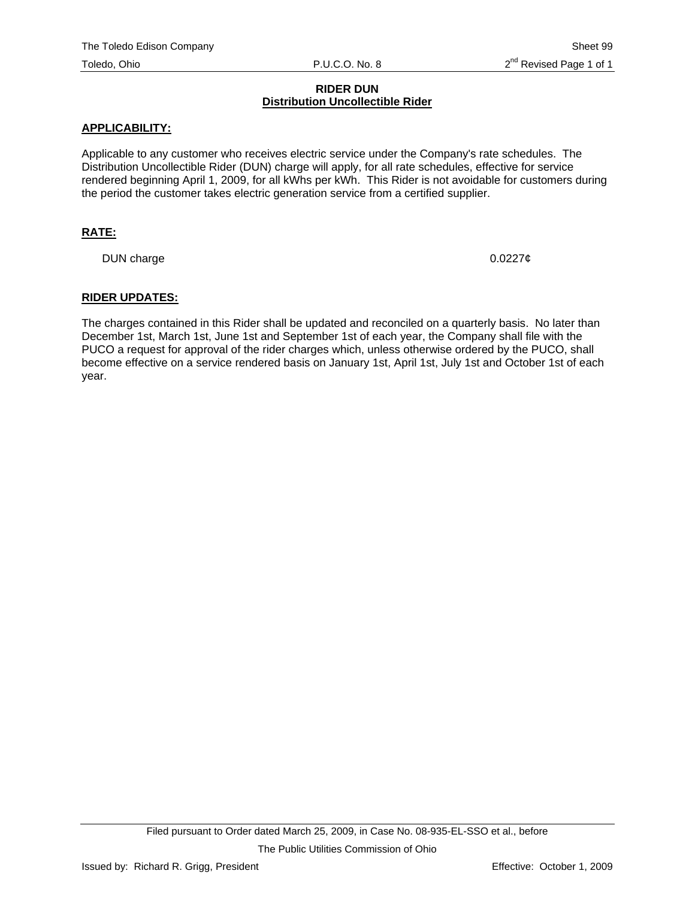# RIDER DUN
## Distribution Uncollectible Rider

**APPLICABILITY:**

Applicable to any customer who receives electric service under the Company's rate schedules. The Distribution Uncollectible Rider (DUN) charge will apply, for all rate schedules, effective for service rendered beginning April 1, 2009, for all kWhs per kWh. This Rider is not avoidable for customers during the period the customer takes electric generation service from a certified supplier.

**RATE:**

| | |
|---|---|
| DUN charge | 0.0227¢ |

**RIDER UPDATES:**

The charges contained in this Rider shall be updated and reconciled on a quarterly basis. No later than December 1st, March 1st, June 1st and September 1st of each year, the Company shall file with the PUCO a request for approval of the rider charges which, unless otherwise ordered by the PUCO, shall become effective on a service rendered basis on January 1st, April 1st, July 1st and October 1st of each year.

Filed pursuant to Order dated March 25, 2009, in Case No. 08-935-EL-SSO et al., before The Public Utilities Commission of Ohio

Issued by: Richard R. Grigg, President

Effective: October 1, 2009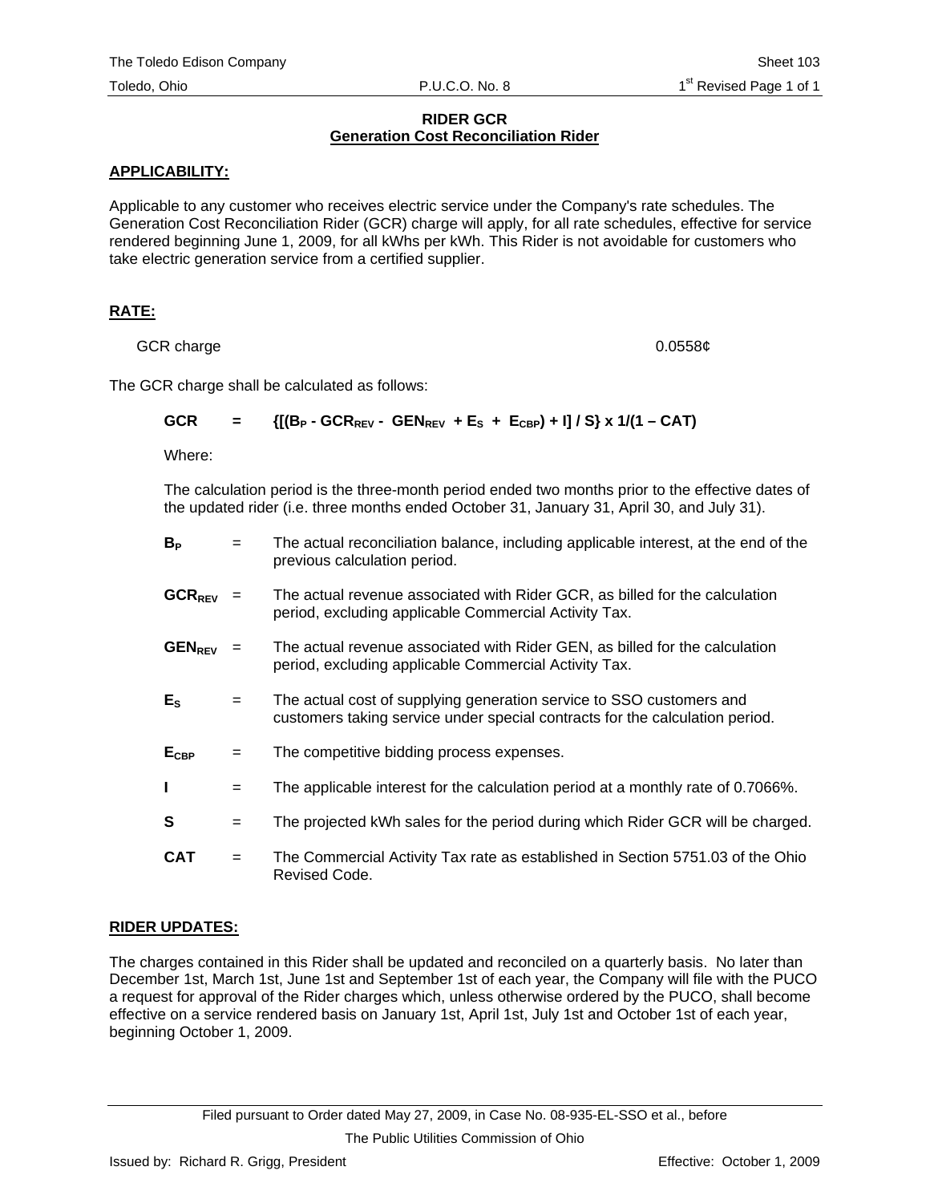The Toledo Edison Company — Sheet 103

Toledo, Ohio — P.U.C.O. No. 8 — 1st Revised Page 1 of 1

## RIDER GCR
## Generation Cost Reconciliation Rider

### APPLICABILITY:

Applicable to any customer who receives electric service under the Company's rate schedules. The Generation Cost Reconciliation Rider (GCR) charge will apply, for all rate schedules, effective for service rendered beginning June 1, 2009, for all kWhs per kWh. This Rider is not avoidable for customers who take electric generation service from a certified supplier.

### RATE:

GCR charge 0.0558¢

The GCR charge shall be calculated as follows:

$$GCR = \{[(B_P - GCR_{REV} - GEN_{REV} + E_S + E_{CBP}) + I] / S\} \times 1/(1 - CAT)$$

Where:

The calculation period is the three-month period ended two months prior to the effective dates of the updated rider (i.e. three months ended October 31, January 31, April 30, and July 31).

- $B_P$ = The actual reconciliation balance, including applicable interest, at the end of the previous calculation period.
- $GCR_{REV}$ = The actual revenue associated with Rider GCR, as billed for the calculation period, excluding applicable Commercial Activity Tax.
- $GEN_{REV}$ = The actual revenue associated with Rider GEN, as billed for the calculation period, excluding applicable Commercial Activity Tax.
- $E_S$ = The actual cost of supplying generation service to SSO customers and customers taking service under special contracts for the calculation period.
- $E_{CBP}$ = The competitive bidding process expenses.
- $I$ = The applicable interest for the calculation period at a monthly rate of 0.7066%.
- $S$ = The projected kWh sales for the period during which Rider GCR will be charged.
- $CAT$ = The Commercial Activity Tax rate as established in Section 5751.03 of the Ohio Revised Code.

### RIDER UPDATES:

The charges contained in this Rider shall be updated and reconciled on a quarterly basis. No later than December 1st, March 1st, June 1st and September 1st of each year, the Company will file with the PUCO a request for approval of the Rider charges which, unless otherwise ordered by the PUCO, shall become effective on a service rendered basis on January 1st, April 1st, July 1st and October 1st of each year, beginning October 1, 2009.

Filed pursuant to Order dated May 27, 2009, in Case No. 08-935-EL-SSO et al., before The Public Utilities Commission of Ohio

Issued by: Richard R. Grigg, President — Effective: October 1, 2009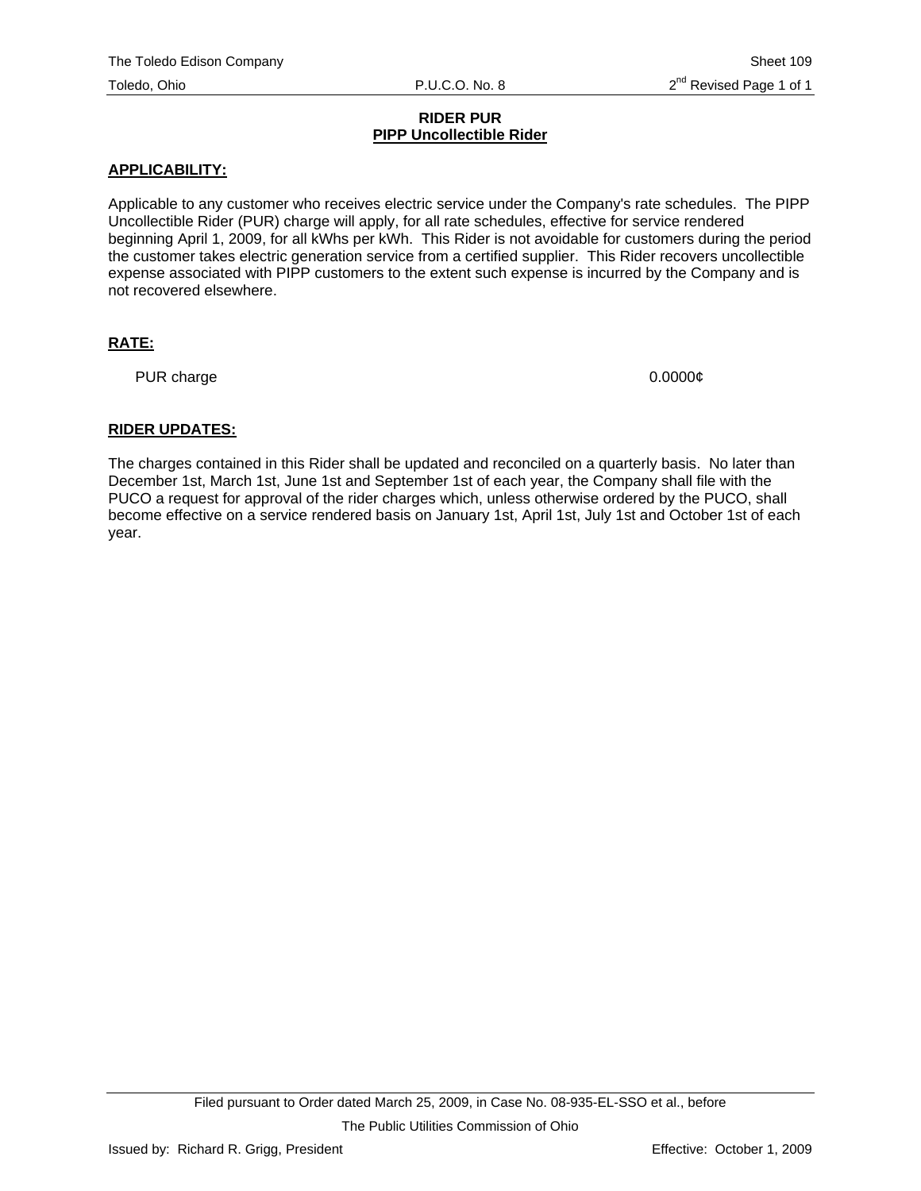**RIDER PUR**
**PIPP Uncollectible Rider**

**APPLICABILITY:**

Applicable to any customer who receives electric service under the Company's rate schedules. The PIPP Uncollectible Rider (PUR) charge will apply, for all rate schedules, effective for service rendered beginning April 1, 2009, for all kWhs per kWh. This Rider is not avoidable for customers during the period the customer takes electric generation service from a certified supplier. This Rider recovers uncollectible expense associated with PIPP customers to the extent such expense is incurred by the Company and is not recovered elsewhere.

**RATE:**

| | |
|---|---|
| PUR charge | 0.0000¢ |

**RIDER UPDATES:**

The charges contained in this Rider shall be updated and reconciled on a quarterly basis. No later than December 1st, March 1st, June 1st and September 1st of each year, the Company shall file with the PUCO a request for approval of the rider charges which, unless otherwise ordered by the PUCO, shall become effective on a service rendered basis on January 1st, April 1st, July 1st and October 1st of each year.

Filed pursuant to Order dated March 25, 2009, in Case No. 08-935-EL-SSO et al., before

The Public Utilities Commission of Ohio

Issued by: Richard R. Grigg, President Effective: October 1, 2009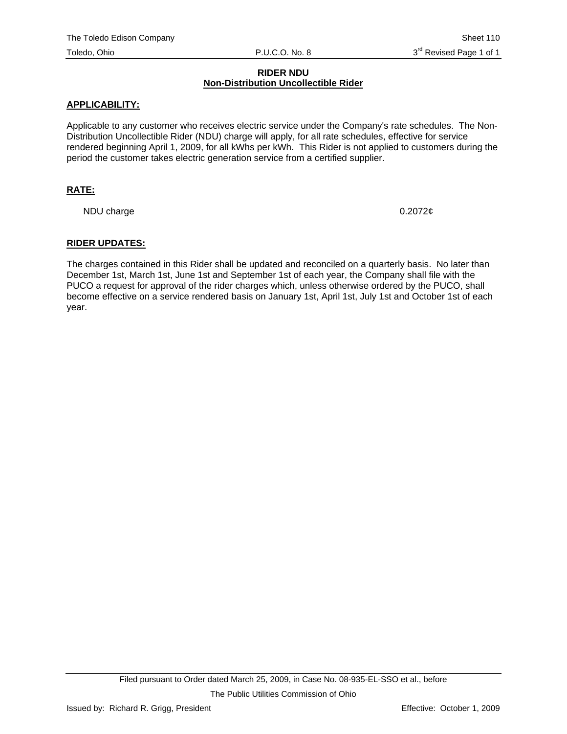# RIDER NDU

## Non-Distribution Uncollectible Rider

**APPLICABILITY:**

Applicable to any customer who receives electric service under the Company's rate schedules. The Non-Distribution Uncollectible Rider (NDU) charge will apply, for all rate schedules, effective for service rendered beginning April 1, 2009, for all kWhs per kWh. This Rider is not applied to customers during the period the customer takes electric generation service from a certified supplier.

**RATE:**

| | |
|---|---|
| NDU charge | 0.2072¢ |

**RIDER UPDATES:**

The charges contained in this Rider shall be updated and reconciled on a quarterly basis. No later than December 1st, March 1st, June 1st and September 1st of each year, the Company shall file with the PUCO a request for approval of the rider charges which, unless otherwise ordered by the PUCO, shall become effective on a service rendered basis on January 1st, April 1st, July 1st and October 1st of each year.

Filed pursuant to Order dated March 25, 2009, in Case No. 08-935-EL-SSO et al., before The Public Utilities Commission of Ohio

Issued by: Richard R. Grigg, President

Effective: October 1, 2009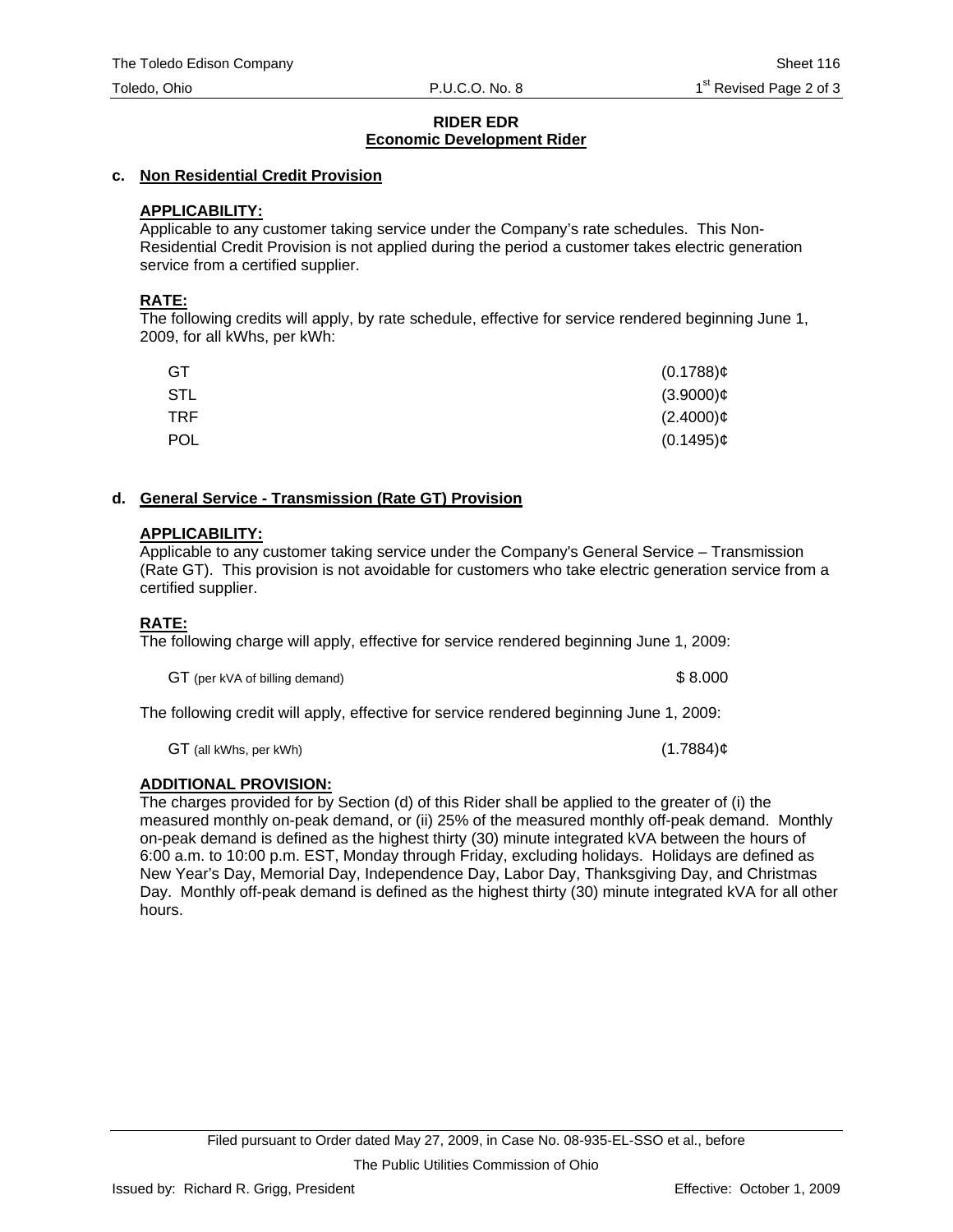## RIDER EDR
## Economic Development Rider

### c. Non Residential Credit Provision

**APPLICABILITY:**
Applicable to any customer taking service under the Company's rate schedules. This Non-Residential Credit Provision is not applied during the period a customer takes electric generation service from a certified supplier.

**RATE:**
The following credits will apply, by rate schedule, effective for service rendered beginning June 1, 2009, for all kWhs, per kWh:

| | |
|---|---|
| GT | (0.1788)¢ |
| STL | (3.9000)¢ |
| TRF | (2.4000)¢ |
| POL | (0.1495)¢ |

### d. General Service - Transmission (Rate GT) Provision

**APPLICABILITY:**
Applicable to any customer taking service under the Company's General Service – Transmission (Rate GT). This provision is not avoidable for customers who take electric generation service from a certified supplier.

**RATE:**
The following charge will apply, effective for service rendered beginning June 1, 2009:

| | |
|---|---|
| GT (per kVA of billing demand) | $ 8.000 |

The following credit will apply, effective for service rendered beginning June 1, 2009:

| | |
|---|---|
| GT (all kWhs, per kWh) | (1.7884)¢ |

**ADDITIONAL PROVISION:**
The charges provided for by Section (d) of this Rider shall be applied to the greater of (i) the measured monthly on-peak demand, or (ii) 25% of the measured monthly off-peak demand. Monthly on-peak demand is defined as the highest thirty (30) minute integrated kVA between the hours of 6:00 a.m. to 10:00 p.m. EST, Monday through Friday, excluding holidays. Holidays are defined as New Year's Day, Memorial Day, Independence Day, Labor Day, Thanksgiving Day, and Christmas Day. Monthly off-peak demand is defined as the highest thirty (30) minute integrated kVA for all other hours.

Filed pursuant to Order dated May 27, 2009, in Case No. 08-935-EL-SSO et al., before The Public Utilities Commission of Ohio

Issued by: Richard R. Grigg, President — Effective: October 1, 2009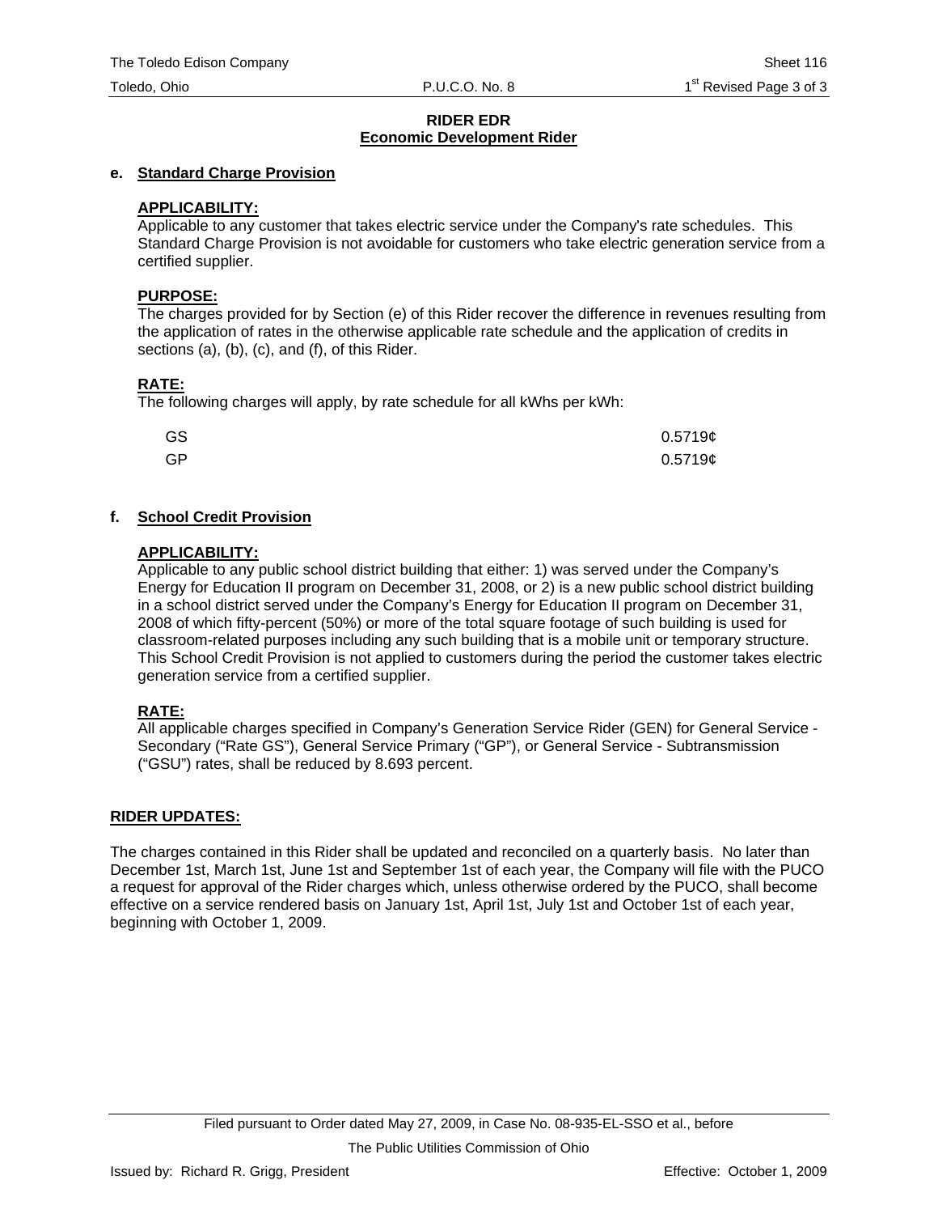**RIDER EDR**
**Economic Development Rider**

**e. Standard Charge Provision**

**APPLICABILITY:**
Applicable to any customer that takes electric service under the Company's rate schedules. This Standard Charge Provision is not avoidable for customers who take electric generation service from a certified supplier.

**PURPOSE:**
The charges provided for by Section (e) of this Rider recover the difference in revenues resulting from the application of rates in the otherwise applicable rate schedule and the application of credits in sections (a), (b), (c), and (f), of this Rider.

**RATE:**
The following charges will apply, by rate schedule for all kWhs per kWh:

| | |
|---|---|
| GS | 0.5719¢ |
| GP | 0.5719¢ |

**f. School Credit Provision**

**APPLICABILITY:**
Applicable to any public school district building that either: 1) was served under the Company's Energy for Education II program on December 31, 2008, or 2) is a new public school district building in a school district served under the Company's Energy for Education II program on December 31, 2008 of which fifty-percent (50%) or more of the total square footage of such building is used for classroom-related purposes including any such building that is a mobile unit or temporary structure. This School Credit Provision is not applied to customers during the period the customer takes electric generation service from a certified supplier.

**RATE:**
All applicable charges specified in Company's Generation Service Rider (GEN) for General Service - Secondary ("Rate GS"), General Service Primary ("GP"), or General Service - Subtransmission ("GSU") rates, shall be reduced by 8.693 percent.

**RIDER UPDATES:**

The charges contained in this Rider shall be updated and reconciled on a quarterly basis. No later than December 1st, March 1st, June 1st and September 1st of each year, the Company will file with the PUCO a request for approval of the Rider charges which, unless otherwise ordered by the PUCO, shall become effective on a service rendered basis on January 1st, April 1st, July 1st and October 1st of each year, beginning with October 1, 2009.

Filed pursuant to Order dated May 27, 2009, in Case No. 08-935-EL-SSO et al., before The Public Utilities Commission of Ohio

Issued by: Richard R. Grigg, President — Effective: October 1, 2009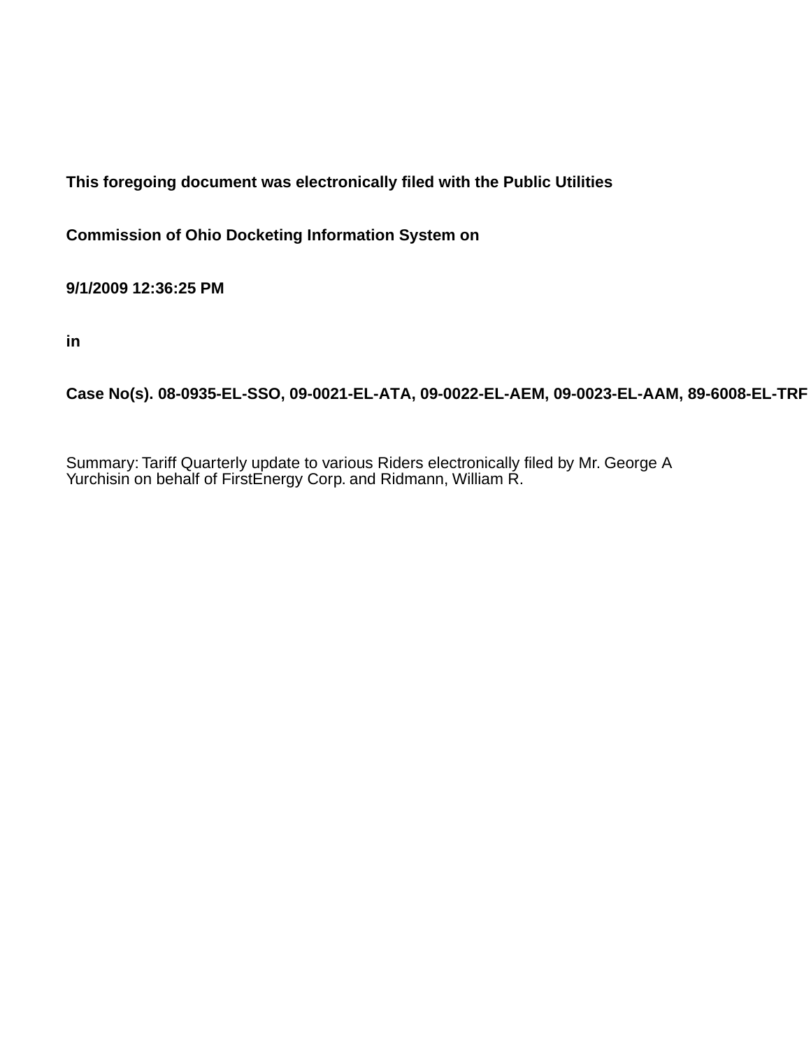**This foregoing document was electronically filed with the Public Utilities**

**Commission of Ohio Docketing Information System on**

**9/1/2009 12:36:25 PM**

**in**

**Case No(s). 08-0935-EL-SSO, 09-0021-EL-ATA, 09-0022-EL-AEM, 09-0023-EL-AAM, 89-6008-EL-TRF**

Summary: Tariff Quarterly update to various Riders electronically filed by Mr. George A Yurchisin on behalf of FirstEnergy Corp. and Ridmann, William R.